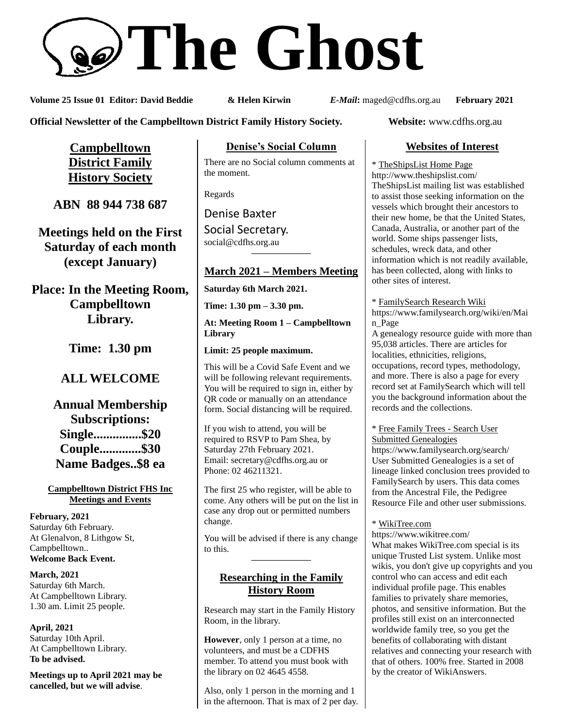# The Ghost

**Volume 25 Issue 01 Editor: David Beddie & Helen Kirwin** ***E-Mail*****:** maged@cdfhs.org.au **February 2021**

**Official Newsletter of the Campbelltown District Family History Society.** **Website:** www.cdfhs.org.au

## Campbelltown District Family History Society

**ABN 88 944 738 687**

**Meetings held on the First Saturday of each month (except January)**

**Place: In the Meeting Room, Campbelltown Library.**

**Time: 1.30 pm**

**ALL WELCOME**

**Annual Membership Subscriptions:**
**Single...............$20**
**Couple.............$30**
**Name Badges..$8 ea**

### Campbelltown District FHS Inc Meetings and Events

**February, 2021**
Saturday 6th February.
At Glenalvon, 8 Lithgow St, Campbelltown..
**Welcome Back Event.**

**March, 2021**
Saturday 6th March.
At Campbelltown Library.
1.30 am. Limit 25 people.

**April, 2021**
Saturday 10th April.
At Campbelltown Library.
**To be advised.**

**Meetings up to April 2021 may be cancelled, but we will advise**.

## Denise's Social Column

There are no Social column comments at the moment.

Regards

Denise Baxter
Social Secretary.
social@cdfhs.org.au

---

## March 2021 – Members Meeting

**Saturday 6th March 2021.**

**Time: 1.30 pm – 3.30 pm.**

**At: Meeting Room 1 – Campbelltown Library**

**Limit: 25 people maximum.**

This will be a Covid Safe Event and we will be following relevant requirements. You will be required to sign in, either by QR code or manually on an attendance form. Social distancing will be required.

If you wish to attend, you will be required to RSVP to Pam Shea, by Saturday 27th February 2021. Email: secretary@cdfhs.org.au or Phone: 02 46211321.

The first 25 who register, will be able to come. Any others will be put on the list in case any drop out or permitted numbers change.

You will be advised if there is any change to this.

---

## Researching in the Family History Room

Research may start in the Family History Room, in the library.

**However**, only 1 person at a time, no volunteers, and must be a CDFHS member. To attend you must book with the library on 02 4645 4558.

Also, only 1 person in the morning and 1 in the afternoon. That is max of 2 per day.

## Websites of Interest

* TheShipsList Home Page
http://www.theshipslist.com/
TheShipsList mailing list was established to assist those seeking information on the vessels which brought their ancestors to their new home, be that the United States, Canada, Australia, or another part of the world. Some ships passenger lists, schedules, wreck data, and other information which is not readily available, has been collected, along with links to other sites of interest.

* FamilySearch Research Wiki
https://www.familysearch.org/wiki/en/Main_Page
A genealogy resource guide with more than 95,038 articles. There are articles for localities, ethnicities, religions, occupations, record types, methodology, and more. There is also a page for every record set at FamilySearch which will tell you the background information about the records and the collections.

* Free Family Trees - Search User Submitted Genealogies
https://www.familysearch.org/search/
User Submitted Genealogies is a set of lineage linked conclusion trees provided to FamilySearch by users. This data comes from the Ancestral File, the Pedigree Resource File and other user submissions.

* WikiTree.com
https://www.wikitree.com/
What makes WikiTree.com special is its unique Trusted List system. Unlike most wikis, you don't give up copyrights and you control who can access and edit each individual profile page. This enables families to privately share memories, photos, and sensitive information. But the profiles still exist on an interconnected worldwide family tree, so you get the benefits of collaborating with distant relatives and connecting your research with that of others. 100% free. Started in 2008 by the creator of WikiAnswers.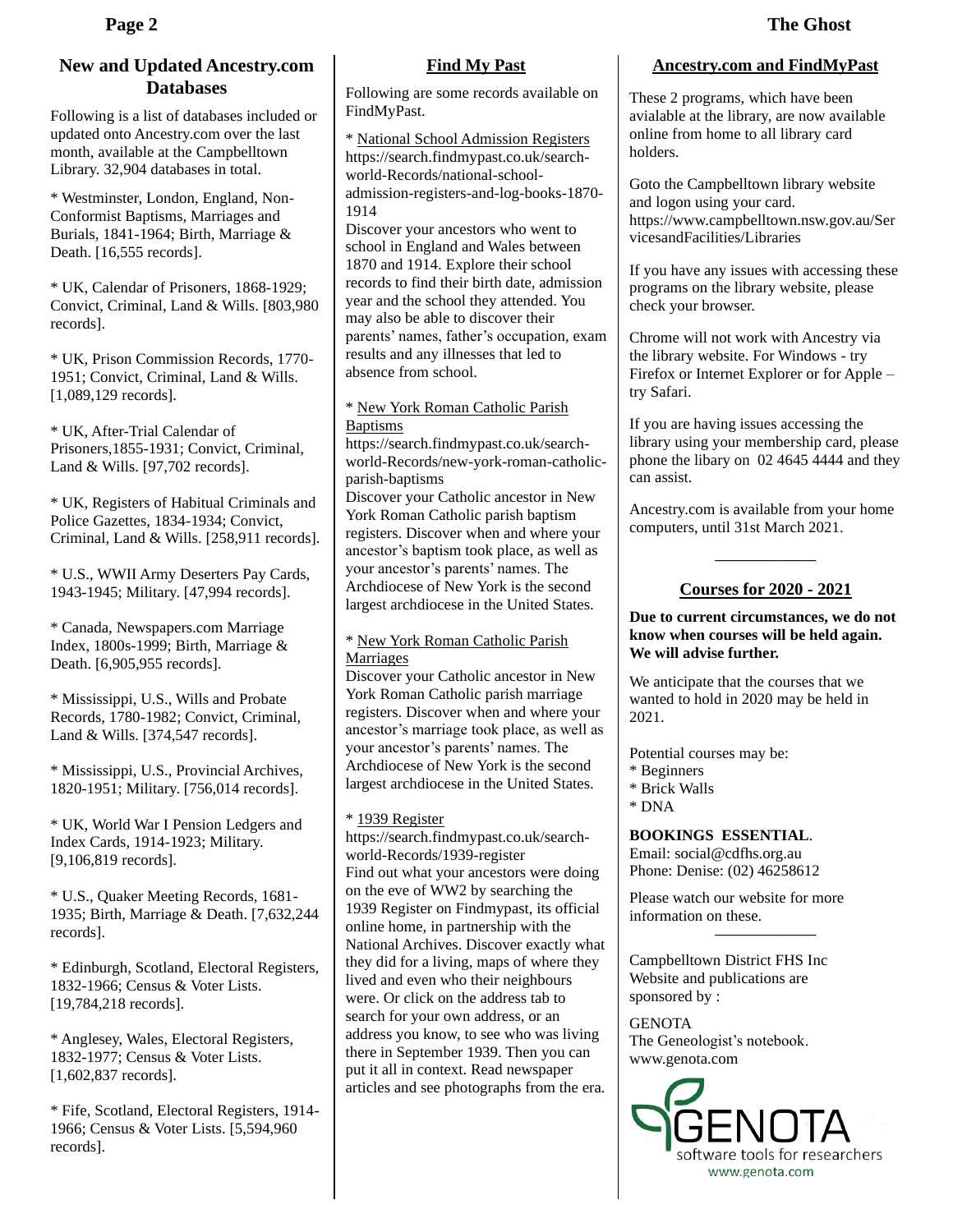## New and Updated Ancestry.com Databases

Following is a list of databases included or updated onto Ancestry.com over the last month, available at the Campbelltown Library. 32,904 databases in total.

* Westminster, London, England, Non-Conformist Baptisms, Marriages and Burials, 1841-1964; Birth, Marriage & Death. [16,555 records].

* UK, Calendar of Prisoners, 1868-1929; Convict, Criminal, Land & Wills. [803,980 records].

* UK, Prison Commission Records, 1770-1951; Convict, Criminal, Land & Wills. [1,089,129 records].

* UK, After-Trial Calendar of Prisoners,1855-1931; Convict, Criminal, Land & Wills. [97,702 records].

* UK, Registers of Habitual Criminals and Police Gazettes, 1834-1934; Convict, Criminal, Land & Wills. [258,911 records].

* U.S., WWII Army Deserters Pay Cards, 1943-1945; Military. [47,994 records].

* Canada, Newspapers.com Marriage Index, 1800s-1999; Birth, Marriage & Death. [6,905,955 records].

* Mississippi, U.S., Wills and Probate Records, 1780-1982; Convict, Criminal, Land & Wills. [374,547 records].

* Mississippi, U.S., Provincial Archives, 1820-1951; Military. [756,014 records].

* UK, World War I Pension Ledgers and Index Cards, 1914-1923; Military. [9,106,819 records].

* U.S., Quaker Meeting Records, 1681-1935; Birth, Marriage & Death. [7,632,244 records].

* Edinburgh, Scotland, Electoral Registers, 1832-1966; Census & Voter Lists. [19,784,218 records].

* Anglesey, Wales, Electoral Registers, 1832-1977; Census & Voter Lists. [1,602,837 records].

* Fife, Scotland, Electoral Registers, 1914-1966; Census & Voter Lists. [5,594,960 records].

## Find My Past

Following are some records available on FindMyPast.

* National School Admission Registers
https://search.findmypast.co.uk/search-world-Records/national-school-admission-registers-and-log-books-1870-1914
Discover your ancestors who went to school in England and Wales between 1870 and 1914. Explore their school records to find their birth date, admission year and the school they attended. You may also be able to discover their parents' names, father's occupation, exam results and any illnesses that led to absence from school.

* New York Roman Catholic Parish Baptisms
https://search.findmypast.co.uk/search-world-Records/new-york-roman-catholic-parish-baptisms
Discover your Catholic ancestor in New York Roman Catholic parish baptism registers. Discover when and where your ancestor's baptism took place, as well as your ancestor's parents' names. The Archdiocese of New York is the second largest archdiocese in the United States.

* New York Roman Catholic Parish Marriages
Discover your Catholic ancestor in New York Roman Catholic parish marriage registers. Discover when and where your ancestor's marriage took place, as well as your ancestor's parents' names. The Archdiocese of New York is the second largest archdiocese in the United States.

* 1939 Register
https://search.findmypast.co.uk/search-world-Records/1939-register
Find out what your ancestors were doing on the eve of WW2 by searching the 1939 Register on Findmypast, its official online home, in partnership with the National Archives. Discover exactly what they did for a living, maps of where they lived and even who their neighbours were. Or click on the address tab to search for your own address, or an address you know, to see who was living there in September 1939. Then you can put it all in context. Read newspaper articles and see photographs from the era.

## Ancestry.com and FindMyPast

These 2 programs, which have been avialable at the library, are now available online from home to all library card holders.

Goto the Campbelltown library website and logon using your card.
https://www.campbelltown.nsw.gov.au/ServicesandFacilities/Libraries

If you have any issues with accessing these programs on the library website, please check your browser.

Chrome will not work with Ancestry via the library website. For Windows - try Firefox or Internet Explorer or for Apple – try Safari.

If you are having issues accessing the library using your membership card, please phone the libary on 02 4645 4444 and they can assist.

Ancestry.com is available from your home computers, until 31st March 2021.

---

## Courses for 2020 - 2021

**Due to current circumstances, we do not know when courses will be held again. We will advise further.**

We anticipate that the courses that we wanted to hold in 2020 may be held in 2021.

Potential courses may be:
* Beginners
* Brick Walls
* DNA

**BOOKINGS ESSENTIAL**.
Email: social@cdfhs.org.au
Phone: Denise: (02) 46258612

Please watch our website for more information on these.

---

Campbelltown District FHS Inc Website and publications are sponsored by :

GENOTA
The Geneologist's notebook.
www.genota.com

GENOTA
software tools for researchers
www.genota.com